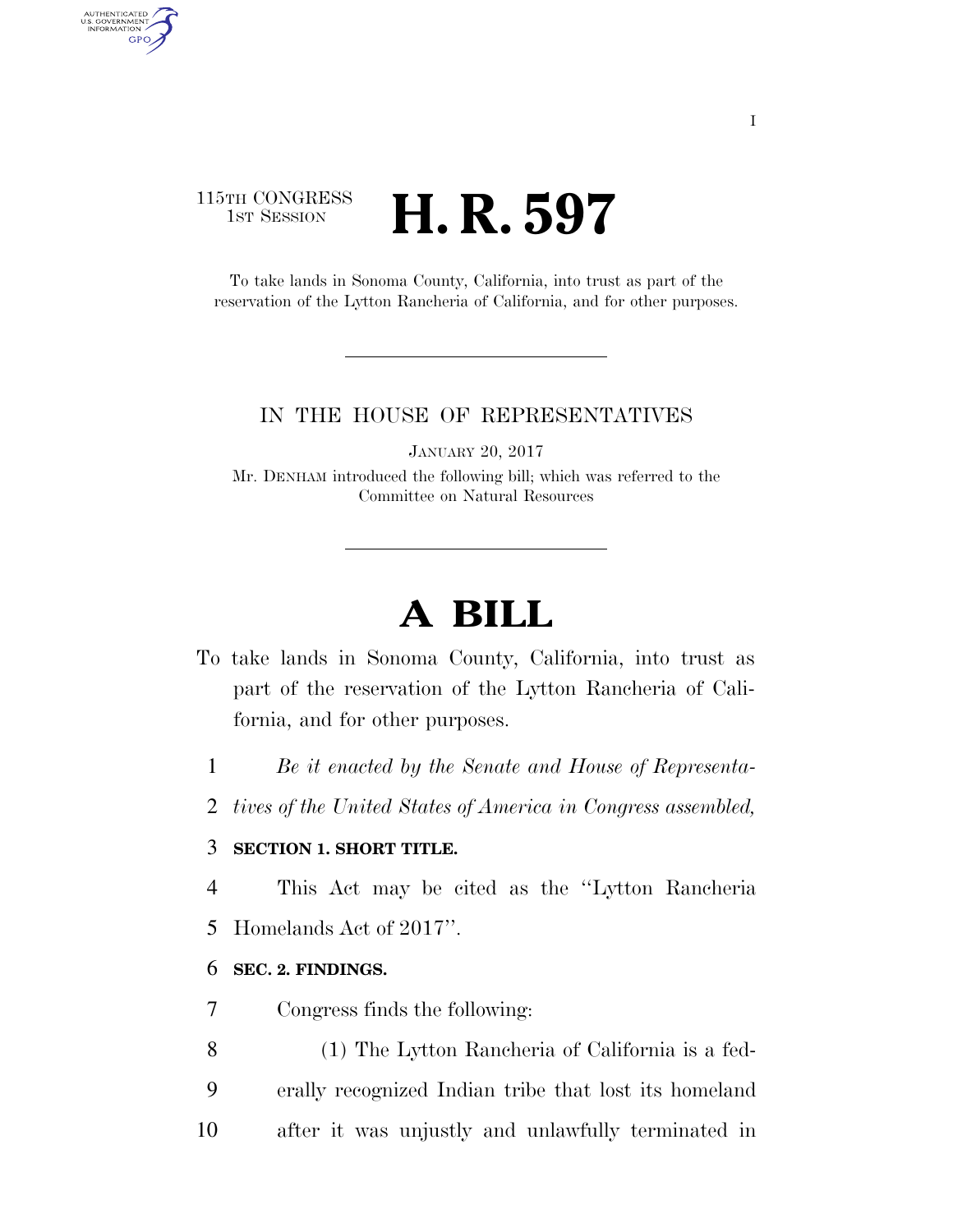115TH CONGRESS
1ST SESSION

# H. R. 597

To take lands in Sonoma County, California, into trust as part of the reservation of the Lytton Rancheria of California, and for other purposes.

IN THE HOUSE OF REPRESENTATIVES

JANUARY 20, 2017

Mr. DENHAM introduced the following bill; which was referred to the Committee on Natural Resources

# A BILL

To take lands in Sonoma County, California, into trust as part of the reservation of the Lytton Rancheria of California, and for other purposes.

*Be it enacted by the Senate and House of Representatives of the United States of America in Congress assembled,*

**SECTION 1. SHORT TITLE.**

This Act may be cited as the ''Lytton Rancheria Homelands Act of 2017''.

**SEC. 2. FINDINGS.**

Congress finds the following:

(1) The Lytton Rancheria of California is a federally recognized Indian tribe that lost its homeland after it was unjustly and unlawfully terminated in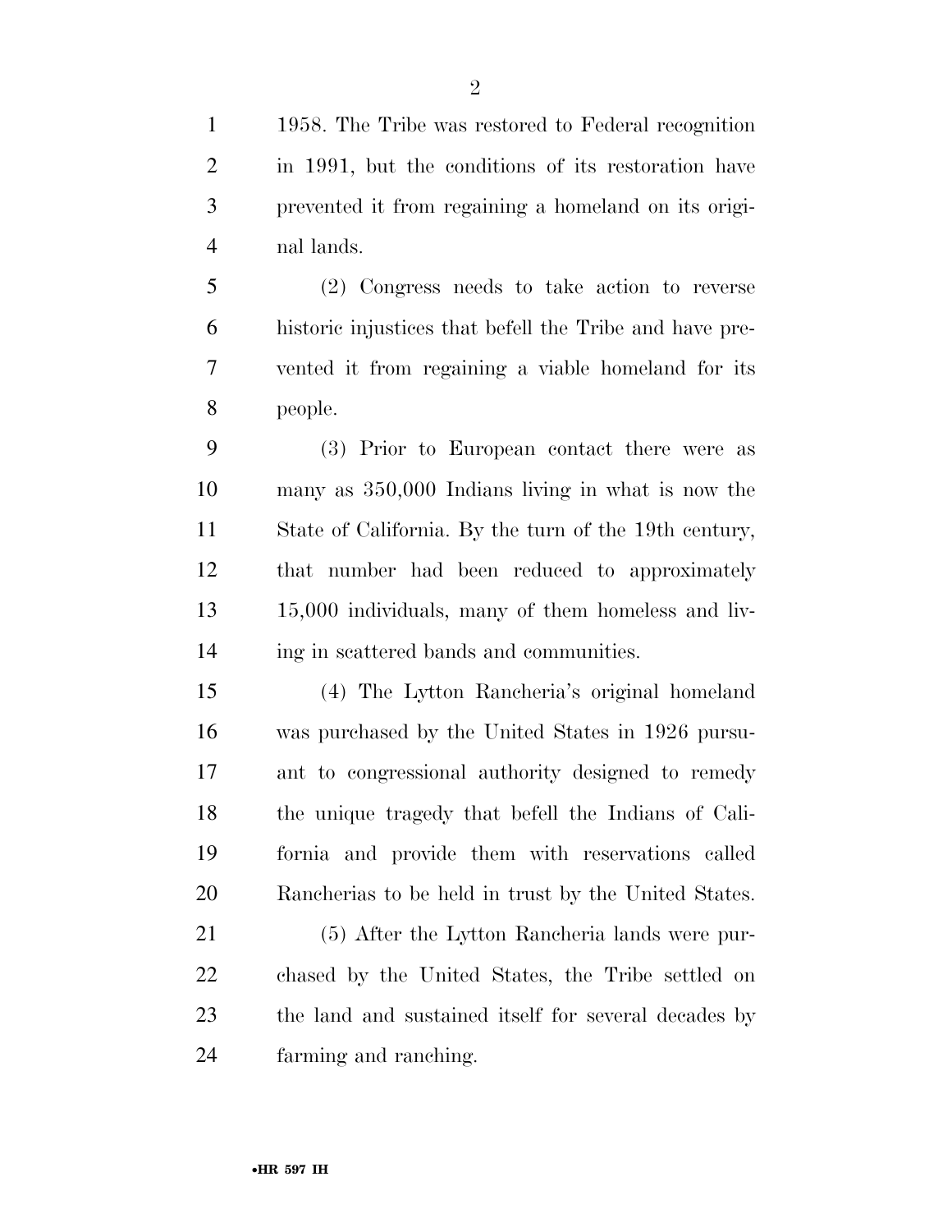1958. The Tribe was restored to Federal recognition in 1991, but the conditions of its restoration have prevented it from regaining a homeland on its original lands.

(2) Congress needs to take action to reverse historic injustices that befell the Tribe and have prevented it from regaining a viable homeland for its people.

(3) Prior to European contact there were as many as 350,000 Indians living in what is now the State of California. By the turn of the 19th century, that number had been reduced to approximately 15,000 individuals, many of them homeless and living in scattered bands and communities.

(4) The Lytton Rancheria's original homeland was purchased by the United States in 1926 pursuant to congressional authority designed to remedy the unique tragedy that befell the Indians of California and provide them with reservations called Rancherias to be held in trust by the United States.

(5) After the Lytton Rancheria lands were purchased by the United States, the Tribe settled on the land and sustained itself for several decades by farming and ranching.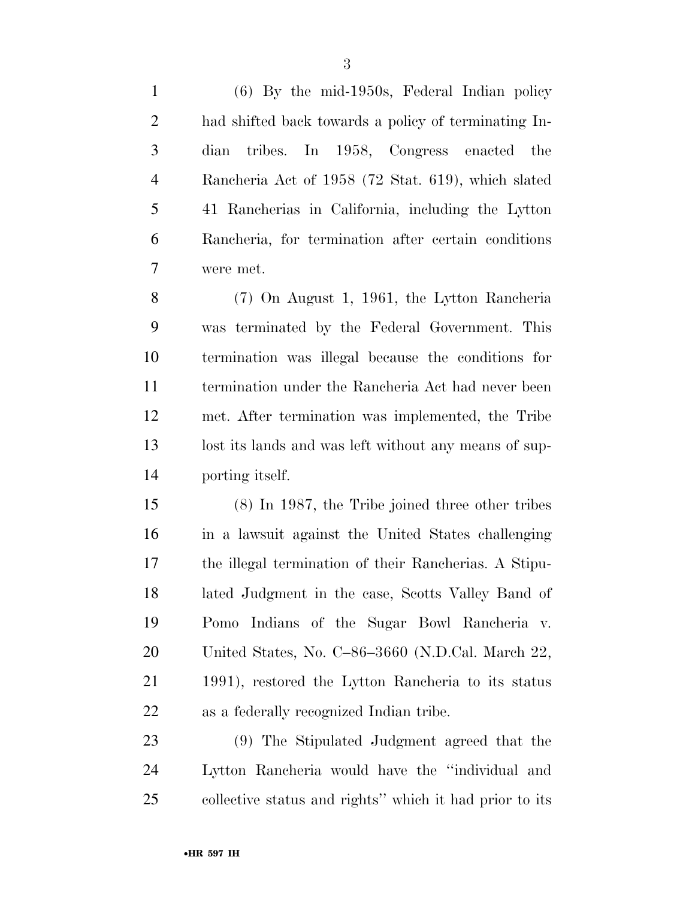(6) By the mid-1950s, Federal Indian policy had shifted back towards a policy of terminating Indian tribes. In 1958, Congress enacted the Rancheria Act of 1958 (72 Stat. 619), which slated 41 Rancherias in California, including the Lytton Rancheria, for termination after certain conditions were met.

(7) On August 1, 1961, the Lytton Rancheria was terminated by the Federal Government. This termination was illegal because the conditions for termination under the Rancheria Act had never been met. After termination was implemented, the Tribe lost its lands and was left without any means of supporting itself.

(8) In 1987, the Tribe joined three other tribes in a lawsuit against the United States challenging the illegal termination of their Rancherias. A Stipulated Judgment in the case, Scotts Valley Band of Pomo Indians of the Sugar Bowl Rancheria v. United States, No. C–86–3660 (N.D.Cal. March 22, 1991), restored the Lytton Rancheria to its status as a federally recognized Indian tribe.

(9) The Stipulated Judgment agreed that the Lytton Rancheria would have the ''individual and collective status and rights'' which it had prior to its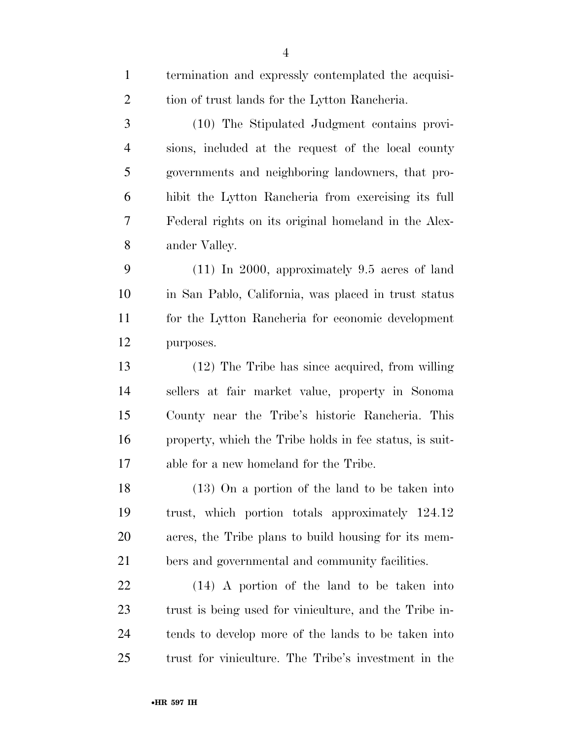termination and expressly contemplated the acquisition of trust lands for the Lytton Rancheria.

(10) The Stipulated Judgment contains provisions, included at the request of the local county governments and neighboring landowners, that prohibit the Lytton Rancheria from exercising its full Federal rights on its original homeland in the Alexander Valley.

(11) In 2000, approximately 9.5 acres of land in San Pablo, California, was placed in trust status for the Lytton Rancheria for economic development purposes.

(12) The Tribe has since acquired, from willing sellers at fair market value, property in Sonoma County near the Tribe's historic Rancheria. This property, which the Tribe holds in fee status, is suitable for a new homeland for the Tribe.

(13) On a portion of the land to be taken into trust, which portion totals approximately 124.12 acres, the Tribe plans to build housing for its members and governmental and community facilities.

(14) A portion of the land to be taken into trust is being used for viniculture, and the Tribe intends to develop more of the lands to be taken into trust for viniculture. The Tribe's investment in the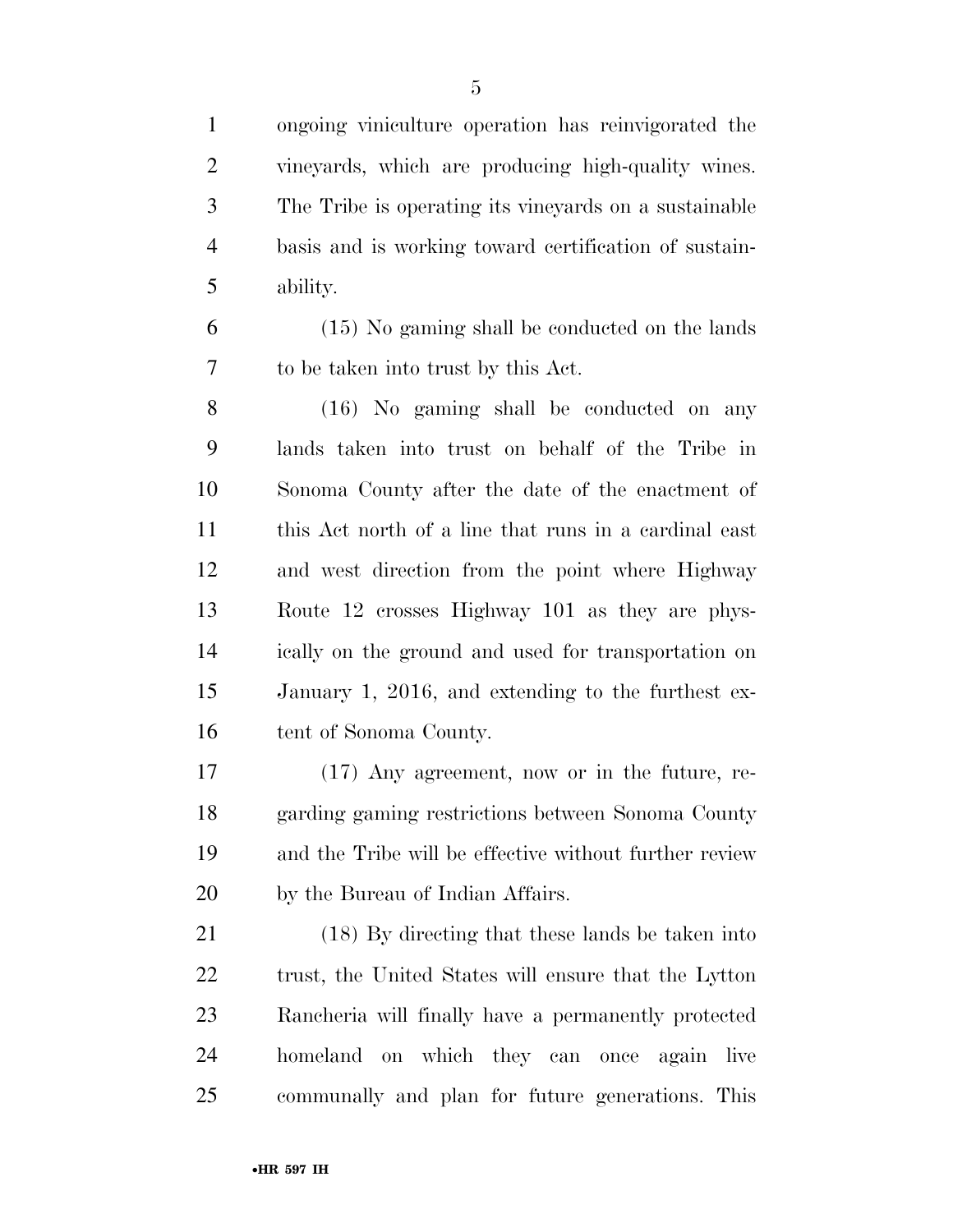ongoing viniculture operation has reinvigorated the vineyards, which are producing high-quality wines. The Tribe is operating its vineyards on a sustainable basis and is working toward certification of sustainability.

(15) No gaming shall be conducted on the lands to be taken into trust by this Act.

(16) No gaming shall be conducted on any lands taken into trust on behalf of the Tribe in Sonoma County after the date of the enactment of this Act north of a line that runs in a cardinal east and west direction from the point where Highway Route 12 crosses Highway 101 as they are physically on the ground and used for transportation on January 1, 2016, and extending to the furthest extent of Sonoma County.

(17) Any agreement, now or in the future, regarding gaming restrictions between Sonoma County and the Tribe will be effective without further review by the Bureau of Indian Affairs.

(18) By directing that these lands be taken into trust, the United States will ensure that the Lytton Rancheria will finally have a permanently protected homeland on which they can once again live communally and plan for future generations. This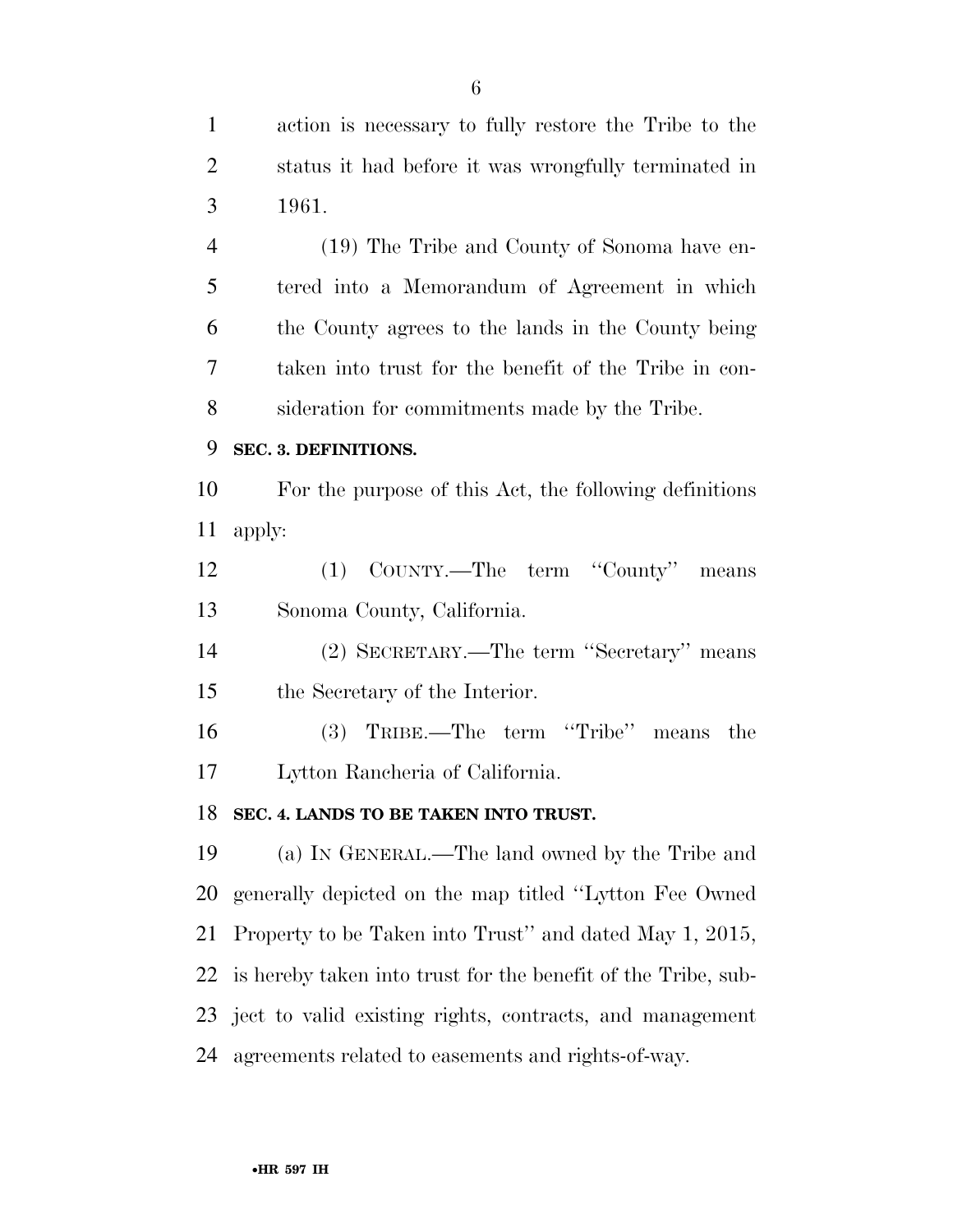action is necessary to fully restore the Tribe to the status it had before it was wrongfully terminated in 1961.

(19) The Tribe and County of Sonoma have entered into a Memorandum of Agreement in which the County agrees to the lands in the County being taken into trust for the benefit of the Tribe in consideration for commitments made by the Tribe.

**SEC. 3. DEFINITIONS.**

For the purpose of this Act, the following definitions apply:

(1) COUNTY.—The term ''County'' means Sonoma County, California.

(2) SECRETARY.—The term ''Secretary'' means the Secretary of the Interior.

(3) TRIBE.—The term ''Tribe'' means the Lytton Rancheria of California.

**SEC. 4. LANDS TO BE TAKEN INTO TRUST.**

(a) IN GENERAL.—The land owned by the Tribe and generally depicted on the map titled ''Lytton Fee Owned Property to be Taken into Trust'' and dated May 1, 2015, is hereby taken into trust for the benefit of the Tribe, subject to valid existing rights, contracts, and management agreements related to easements and rights-of-way.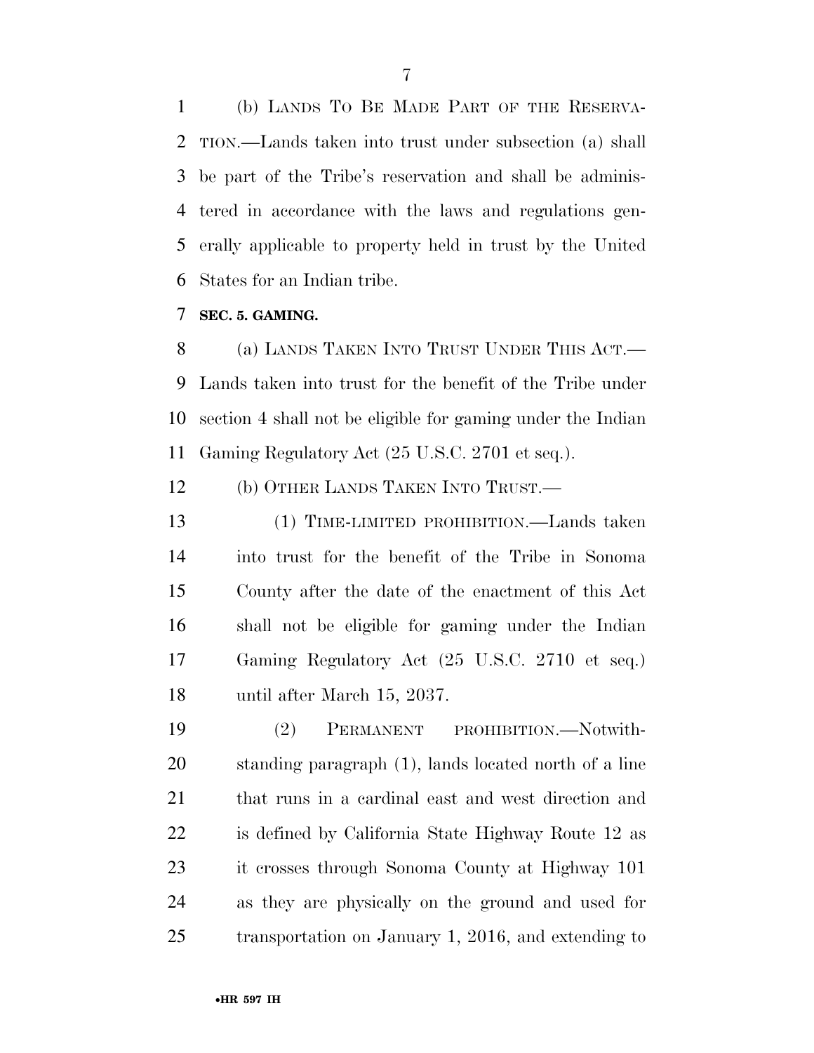(b) LANDS TO BE MADE PART OF THE RESERVATION.—Lands taken into trust under subsection (a) shall be part of the Tribe's reservation and shall be administered in accordance with the laws and regulations generally applicable to property held in trust by the United States for an Indian tribe.

**SEC. 5. GAMING.**

(a) LANDS TAKEN INTO TRUST UNDER THIS ACT.—Lands taken into trust for the benefit of the Tribe under section 4 shall not be eligible for gaming under the Indian Gaming Regulatory Act (25 U.S.C. 2701 et seq.).

(b) OTHER LANDS TAKEN INTO TRUST.—

(1) TIME-LIMITED PROHIBITION.—Lands taken into trust for the benefit of the Tribe in Sonoma County after the date of the enactment of this Act shall not be eligible for gaming under the Indian Gaming Regulatory Act (25 U.S.C. 2710 et seq.) until after March 15, 2037.

(2) PERMANENT PROHIBITION.—Notwithstanding paragraph (1), lands located north of a line that runs in a cardinal east and west direction and is defined by California State Highway Route 12 as it crosses through Sonoma County at Highway 101 as they are physically on the ground and used for transportation on January 1, 2016, and extending to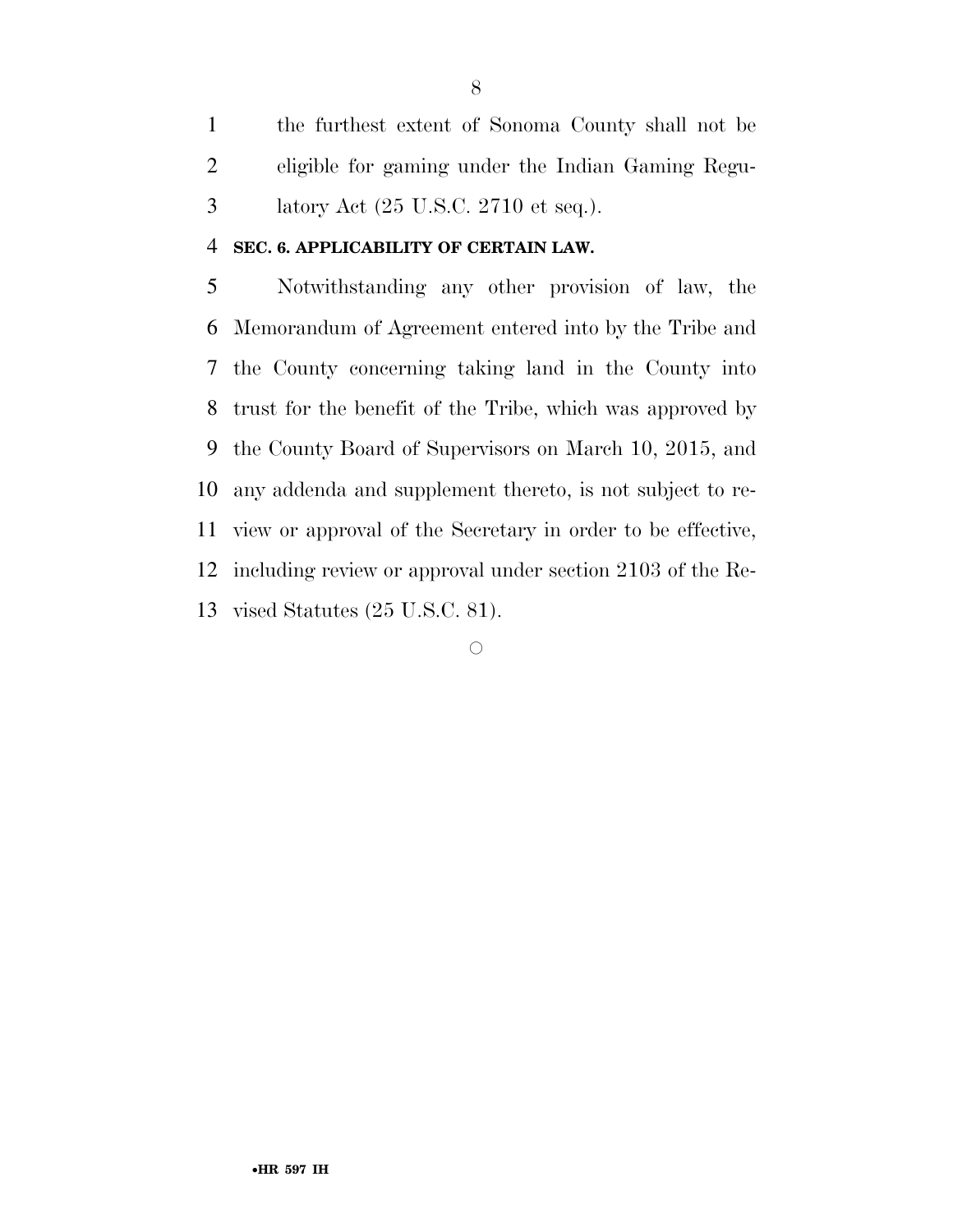the furthest extent of Sonoma County shall not be eligible for gaming under the Indian Gaming Regulatory Act (25 U.S.C. 2710 et seq.).

**SEC. 6. APPLICABILITY OF CERTAIN LAW.**

Notwithstanding any other provision of law, the Memorandum of Agreement entered into by the Tribe and the County concerning taking land in the County into trust for the benefit of the Tribe, which was approved by the County Board of Supervisors on March 10, 2015, and any addenda and supplement thereto, is not subject to review or approval of the Secretary in order to be effective, including review or approval under section 2103 of the Revised Statutes (25 U.S.C. 81).

○